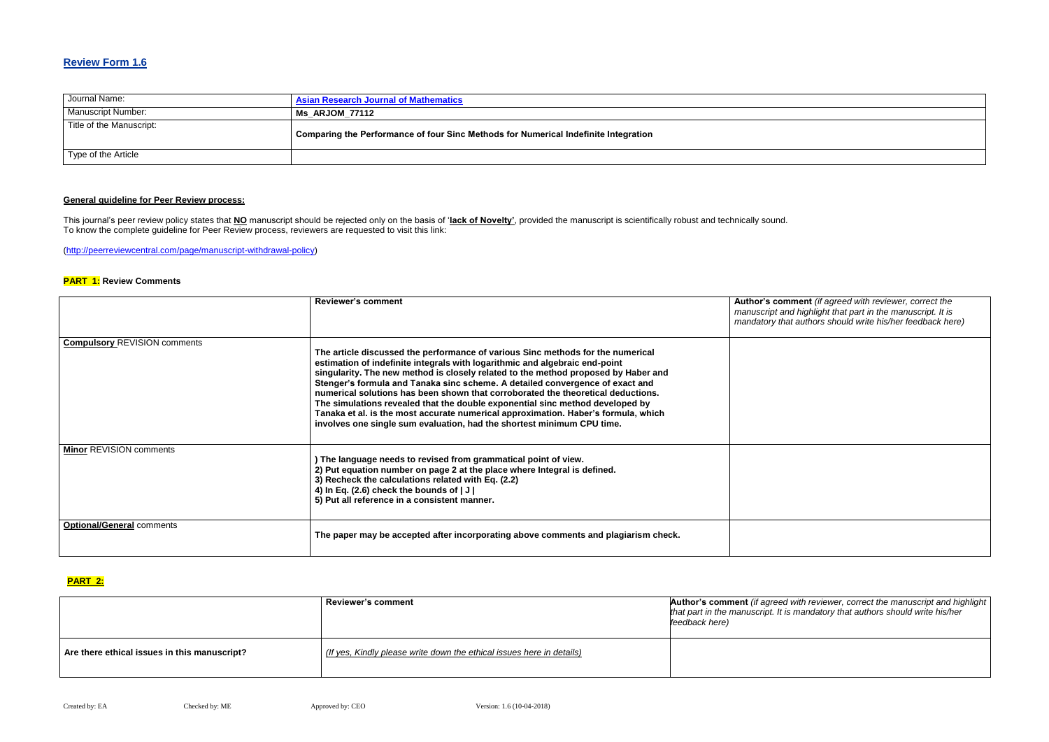## Review Form 1.6

| Journal Name: | Asian Research Journal of Mathematics |
|---|---|
| Manuscript Number: | **Ms_ARJOM_77112** |
| Title of the Manuscript: | **Comparing the Performance of four Sinc Methods for Numerical Indefinite Integration** |
| Type of the Article | |

**General guideline for Peer Review process:**

This journal's peer review policy states that **NO** manuscript should be rejected only on the basis of '**lack of Novelty'**, provided the manuscript is scientifically robust and technically sound.
To know the complete guideline for Peer Review process, reviewers are requested to visit this link:

(http://peerreviewcentral.com/page/manuscript-withdrawal-policy)

**PART 1: Review Comments**

| | Reviewer's comment | **Author's comment** *(if agreed with reviewer, correct the manuscript and highlight that part in the manuscript. It is mandatory that authors should write his/her feedback here)* |
|---|---|---|
| **Compulsory** REVISION comments | **The article discussed the performance of various Sinc methods for the numerical estimation of indefinite integrals with logarithmic and algebraic end-point singularity. The new method is closely related to the method proposed by Haber and Stenger's formula and Tanaka sinc scheme. A detailed convergence of exact and numerical solutions has been shown that corroborated the theoretical deductions. The simulations revealed that the double exponential sinc method developed by Tanaka et al. is the most accurate numerical approximation. Haber's formula, which involves one single sum evaluation, had the shortest minimum CPU time.** | |
| **Minor** REVISION comments | **) The language needs to revised from grammatical point of view.**<br>**2) Put equation number on page 2 at the place where Integral is defined.**<br>**3) Recheck the calculations related with Eq. (2.2)**<br>**4) In Eq. (2.6) check the bounds of \| J \|**<br>**5) Put all reference in a consistent manner.** | |
| **Optional/General** comments | **The paper may be accepted after incorporating above comments and plagiarism check.** | |

**PART 2:**

| | Reviewer's comment | **Author's comment** *(if agreed with reviewer, correct the manuscript and highlight that part in the manuscript. It is mandatory that authors should write his/her feedback here)* |
|---|---|---|
| **Are there ethical issues in this manuscript?** | *(If yes, Kindly please write down the ethical issues here in details)* | |

Created by: EA Checked by: ME Approved by: CEO Version: 1.6 (10-04-2018)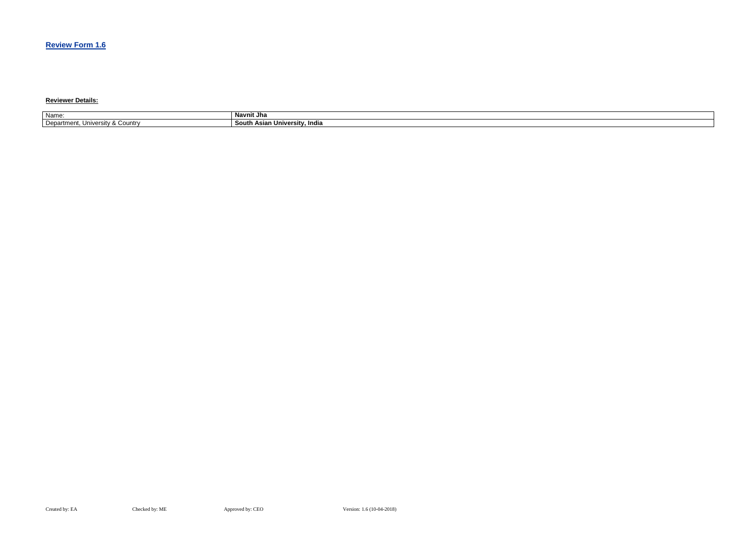**Review Form 1.6**

**Reviewer Details:**

| | |
|---|---|
| Name: | **Navnit Jha** |
| Department, University & Country | **South Asian University, India** |